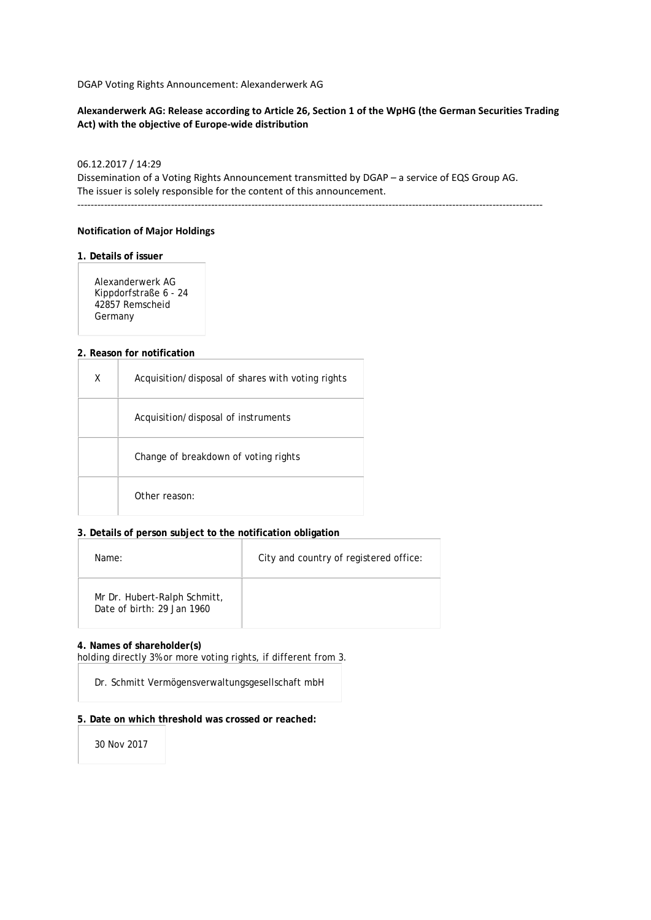DGAP Voting Rights Announcement: Alexanderwerk AG

**Alexanderwerk AG: Release according to Article 26, Section 1 of the WpHG (the German Securities Trading Act) with the objective of Europe-wide distribution**

06.12.2017 / 14:29
Dissemination of a Voting Rights Announcement transmitted by DGAP – a service of EQS Group AG.
The issuer is solely responsible for the content of this announcement.

---

**Notification of Major Holdings**

**1. Details of issuer**

Alexanderwerk AG
Kippdorfstraße 6 - 24
42857 Remscheid
Germany

**2. Reason for notification**

| | |
|---|---|
| X | Acquisition/disposal of shares with voting rights |
| | Acquisition/disposal of instruments |
| | Change of breakdown of voting rights |
| | Other reason: |

**3. Details of person subject to the notification obligation**

| Name: | City and country of registered office: |
|---|---|
| Mr Dr. Hubert-Ralph Schmitt, Date of birth: 29 Jan 1960 | |

**4. Names of shareholder(s)**
holding directly 3% or more voting rights, if different from 3.

Dr. Schmitt Vermögensverwaltungsgesellschaft mbH

**5. Date on which threshold was crossed or reached:**

30 Nov 2017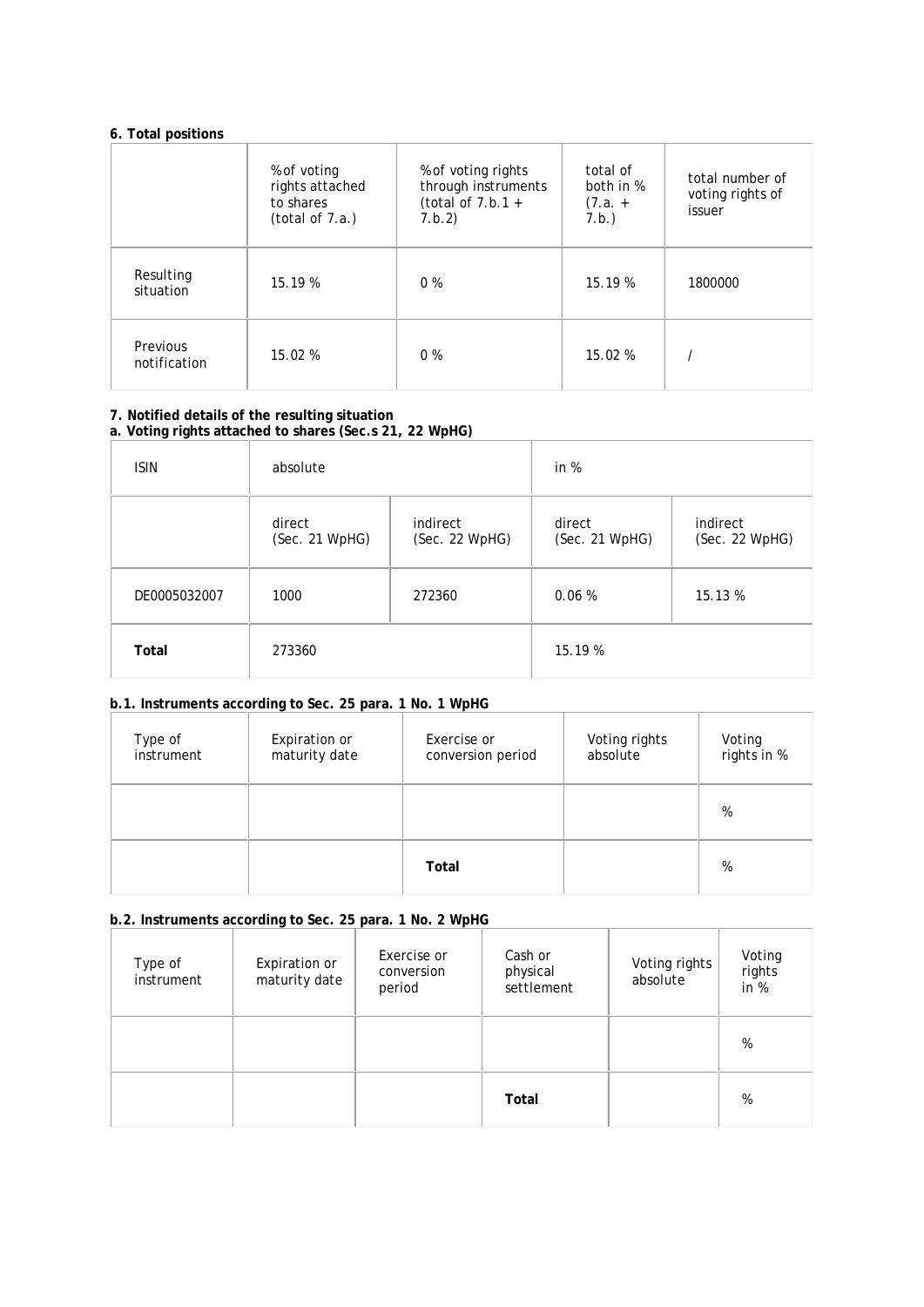### 6. Total positions

| | % of voting rights attached to shares (total of 7.a.) | % of voting rights through instruments (total of 7.b.1 + 7.b.2) | total of both in % (7.a. + 7.b.) | total number of voting rights of issuer |
|---|---|---|---|---|
| Resulting situation | 15.19 % | 0 % | 15.19 % | 1800000 |
| Previous notification | 15.02 % | 0 % | 15.02 % | / |

### 7. Notified details of the resulting situation

#### a. Voting rights attached to shares (Sec.s 21, 22 WpHG)

| ISIN | absolute | | in % | |
|---|---|---|---|---|
| | direct (Sec. 21 WpHG) | indirect (Sec. 22 WpHG) | direct (Sec. 21 WpHG) | indirect (Sec. 22 WpHG) |
| DE0005032007 | 1000 | 272360 | 0.06 % | 15.13 % |
| **Total** | 273360 | | 15.19 % | |

#### b.1. Instruments according to Sec. 25 para. 1 No. 1 WpHG

| Type of instrument | Expiration or maturity date | Exercise or conversion period | Voting rights absolute | Voting rights in % |
|---|---|---|---|---|
| | | | | % |
| | | **Total** | | % |

#### b.2. Instruments according to Sec. 25 para. 1 No. 2 WpHG

| Type of instrument | Expiration or maturity date | Exercise or conversion period | Cash or physical settlement | Voting rights absolute | Voting rights in % |
|---|---|---|---|---|---|
| | | | | | % |
| | | | **Total** | | % |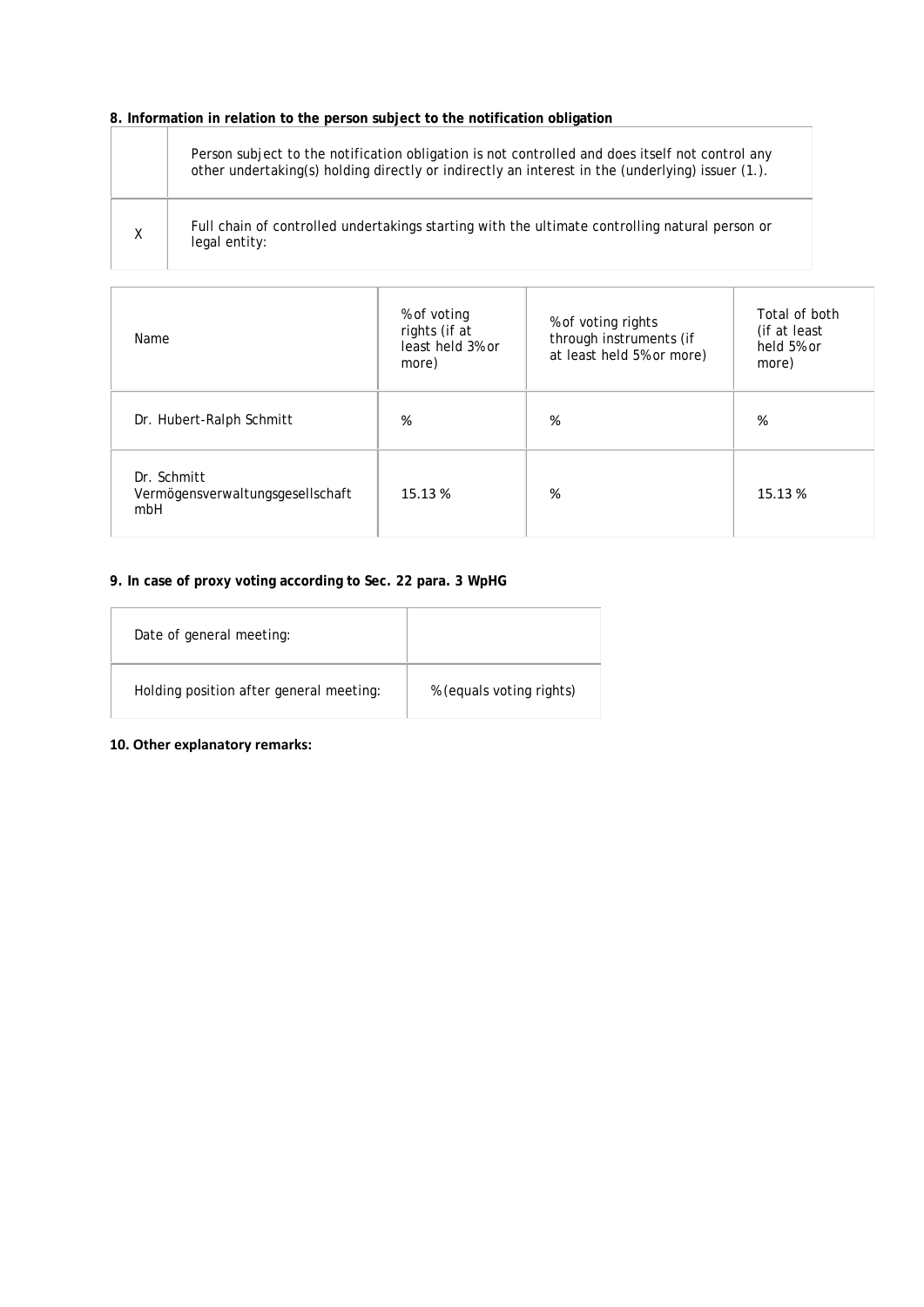**8. Information in relation to the person subject to the notification obligation**

| | |
|---|---|
| | Person subject to the notification obligation is not controlled and does itself not control any other undertaking(s) holding directly or indirectly an interest in the (underlying) issuer (1.). |
| X | Full chain of controlled undertakings starting with the ultimate controlling natural person or legal entity: |

| Name | % of voting rights (if at least held 3% or more) | % of voting rights through instruments (if at least held 5% or more) | Total of both (if at least held 5% or more) |
|---|---|---|---|
| Dr. Hubert-Ralph Schmitt | % | % | % |
| Dr. Schmitt Vermögensverwaltungsgesellschaft mbH | 15.13 % | % | 15.13 % |

**9. In case of proxy voting according to Sec. 22 para. 3 WpHG**

| | |
|---|---|
| Date of general meeting: | |
| Holding position after general meeting: | % (equals voting rights) |

**10. Other explanatory remarks:**